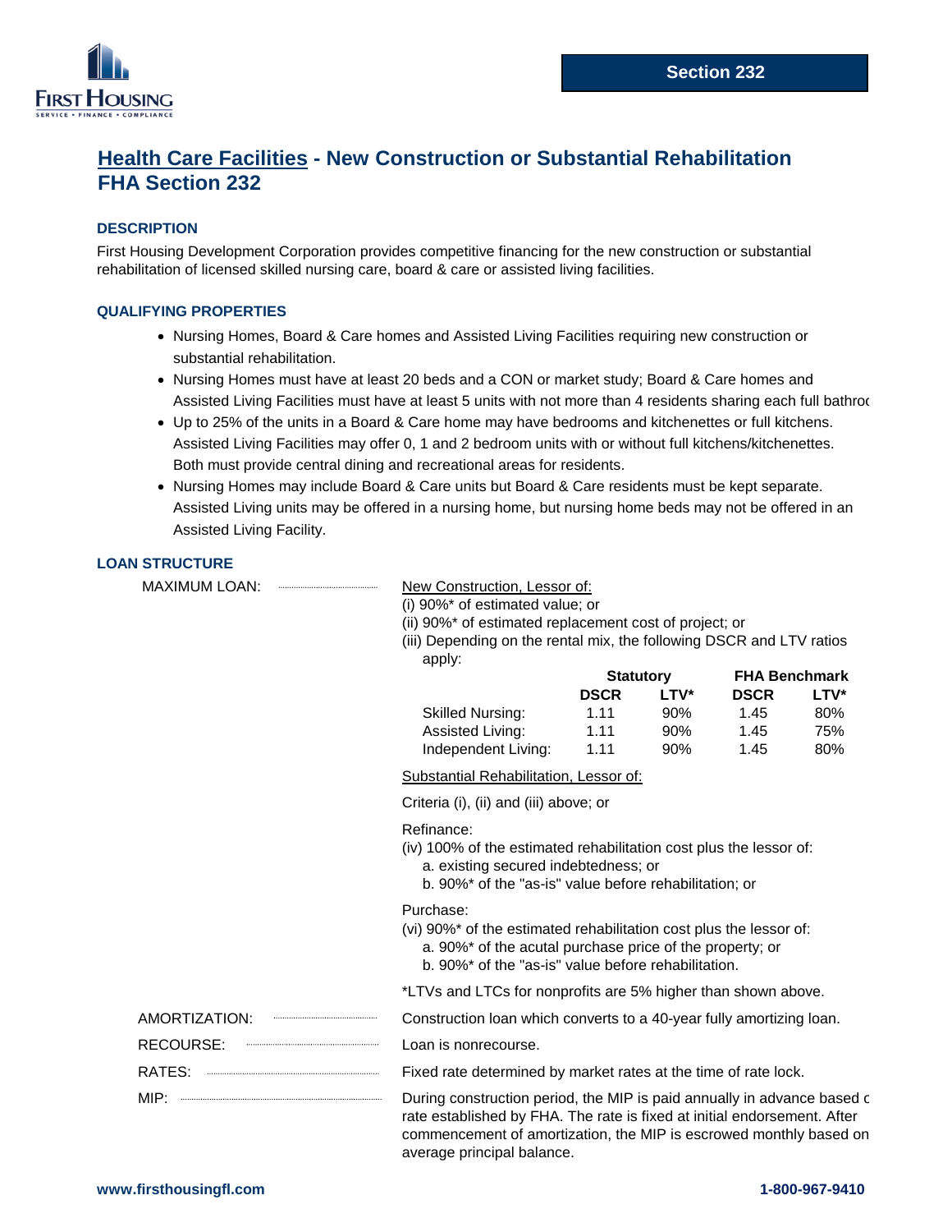Section 232

# Health Care Facilities - New Construction or Substantial Rehabilitation FHA Section 232

### DESCRIPTION

First Housing Development Corporation provides competitive financing for the new construction or substantial rehabilitation of licensed skilled nursing care, board & care or assisted living facilities.

### QUALIFYING PROPERTIES

- Nursing Homes, Board & Care homes and Assisted Living Facilities requiring new construction or substantial rehabilitation.
- Nursing Homes must have at least 20 beds and a CON or market study; Board & Care homes and Assisted Living Facilities must have at least 5 units with not more than 4 residents sharing each full bathroo
- Up to 25% of the units in a Board & Care home may have bedrooms and kitchenettes or full kitchens. Assisted Living Facilities may offer 0, 1 and 2 bedroom units with or without full kitchens/kitchenettes. Both must provide central dining and recreational areas for residents.
- Nursing Homes may include Board & Care units but Board & Care residents must be kept separate. Assisted Living units may be offered in a nursing home, but nursing home beds may not be offered in an Assisted Living Facility.

### LOAN STRUCTURE

**MAXIMUM LOAN:**

New Construction, Lessor of:

(i) 90%* of estimated value; or

(ii) 90%* of estimated replacement cost of project; or

(iii) Depending on the rental mix, the following DSCR and LTV ratios apply:

| | Statutory | | FHA Benchmark | |
|---|---|---|---|---|
| | **DSCR** | **LTV*** | **DSCR** | **LTV*** |
| Skilled Nursing: | 1.11 | 90% | 1.45 | 80% |
| Assisted Living: | 1.11 | 90% | 1.45 | 75% |
| Independent Living: | 1.11 | 90% | 1.45 | 80% |

Substantial Rehabilitation, Lessor of:

Criteria (i), (ii) and (iii) above; or

Refinance:

(iv) 100% of the estimated rehabilitation cost plus the lessor of:
   a. existing secured indebtedness; or
   b. 90%* of the "as-is" value before rehabilitation; or

Purchase:

(vi) 90%* of the estimated rehabilitation cost plus the lessor of:
   a. 90%* of the acutal purchase price of the property; or
   b. 90%* of the "as-is" value before rehabilitation.

*LTVs and LTCs for nonprofits are 5% higher than shown above.

**AMORTIZATION:** Construction loan which converts to a 40-year fully amortizing loan.

**RECOURSE:** Loan is nonrecourse.

**RATES:** Fixed rate determined by market rates at the time of rate lock.

**MIP:** During construction period, the MIP is paid annually in advance based c rate established by FHA. The rate is fixed at initial endorsement. After commencement of amortization, the MIP is escrowed monthly based on average principal balance.

www.firsthousingfl.com

1-800-967-9410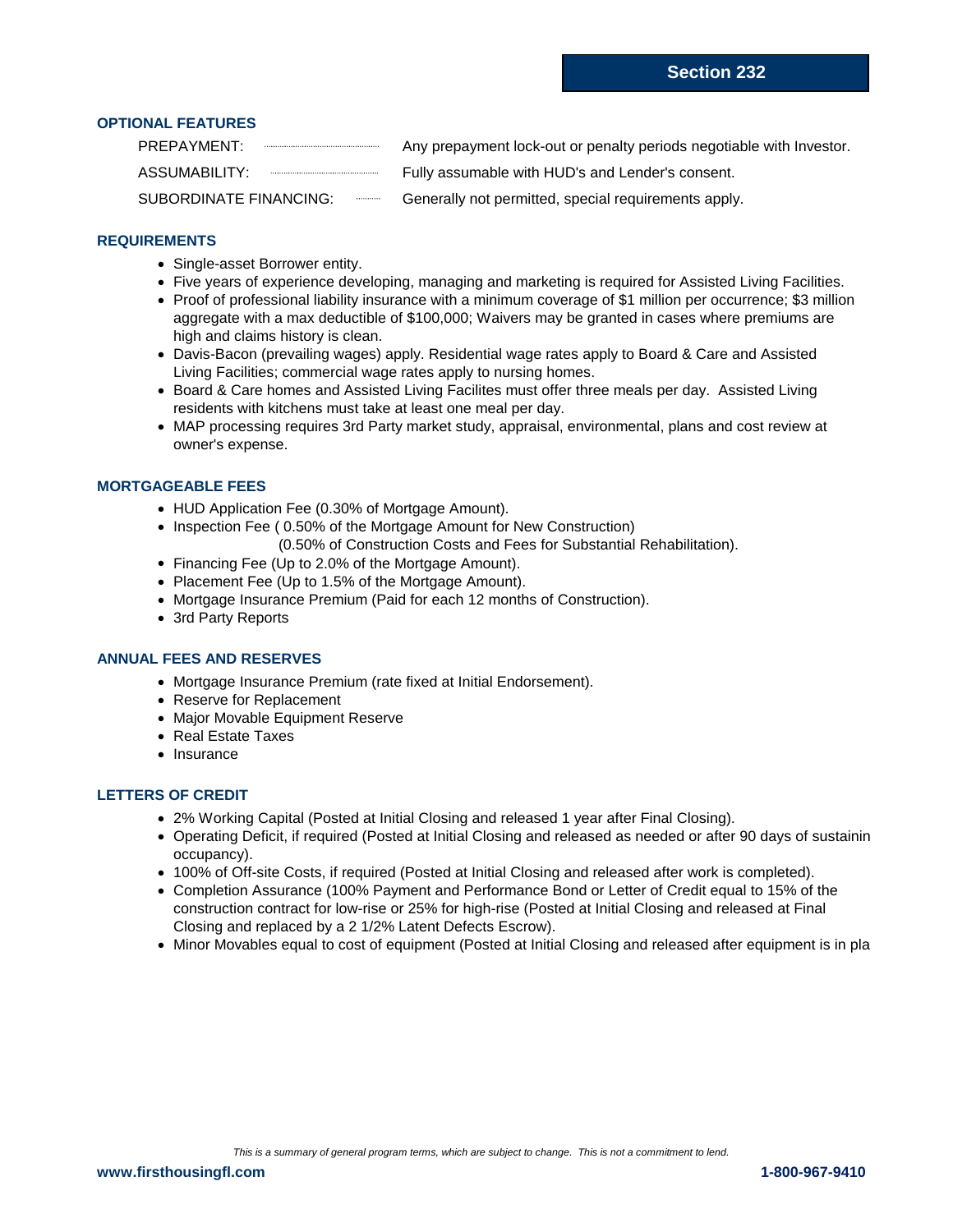## Section 232

### OPTIONAL FEATURES

| | |
|---|---|
| PREPAYMENT: | Any prepayment lock-out or penalty periods negotiable with Investor. |
| ASSUMABILITY: | Fully assumable with HUD's and Lender's consent. |
| SUBORDINATE FINANCING: | Generally not permitted, special requirements apply. |

### REQUIREMENTS

- Single-asset Borrower entity.
- Five years of experience developing, managing and marketing is required for Assisted Living Facilities.
- Proof of professional liability insurance with a minimum coverage of $1 million per occurrence; $3 million aggregate with a max deductible of $100,000; Waivers may be granted in cases where premiums are high and claims history is clean.
- Davis-Bacon (prevailing wages) apply. Residential wage rates apply to Board & Care and Assisted Living Facilities; commercial wage rates apply to nursing homes.
- Board & Care homes and Assisted Living Facilites must offer three meals per day. Assisted Living residents with kitchens must take at least one meal per day.
- MAP processing requires 3rd Party market study, appraisal, environmental, plans and cost review at owner's expense.

### MORTGAGEABLE FEES

- HUD Application Fee (0.30% of Mortgage Amount).
- Inspection Fee ( 0.50% of the Mortgage Amount for New Construction)
  (0.50% of Construction Costs and Fees for Substantial Rehabilitation).
- Financing Fee (Up to 2.0% of the Mortgage Amount).
- Placement Fee (Up to 1.5% of the Mortgage Amount).
- Mortgage Insurance Premium (Paid for each 12 months of Construction).
- 3rd Party Reports

### ANNUAL FEES AND RESERVES

- Mortgage Insurance Premium (rate fixed at Initial Endorsement).
- Reserve for Replacement
- Major Movable Equipment Reserve
- Real Estate Taxes
- Insurance

### LETTERS OF CREDIT

- 2% Working Capital (Posted at Initial Closing and released 1 year after Final Closing).
- Operating Deficit, if required (Posted at Initial Closing and released as needed or after 90 days of sustainin occupancy).
- 100% of Off-site Costs, if required (Posted at Initial Closing and released after work is completed).
- Completion Assurance (100% Payment and Performance Bond or Letter of Credit equal to 15% of the construction contract for low-rise or 25% for high-rise (Posted at Initial Closing and released at Final Closing and replaced by a 2 1/2% Latent Defects Escrow).
- Minor Movables equal to cost of equipment (Posted at Initial Closing and released after equipment is in pla

*This is a summary of general program terms, which are subject to change. This is not a commitment to lend.*

**www.firsthousingfl.com** **1-800-967-9410**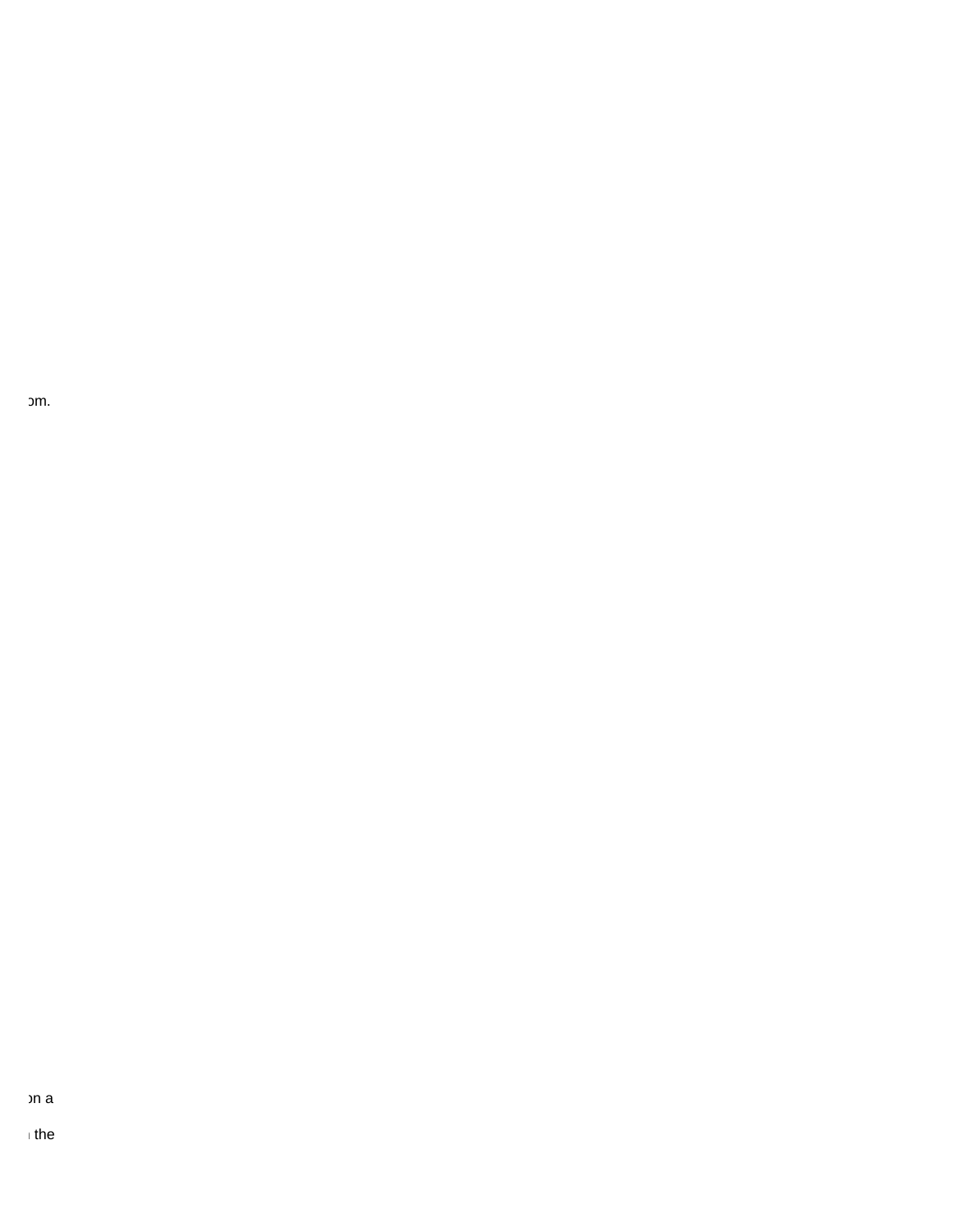om.

on a

the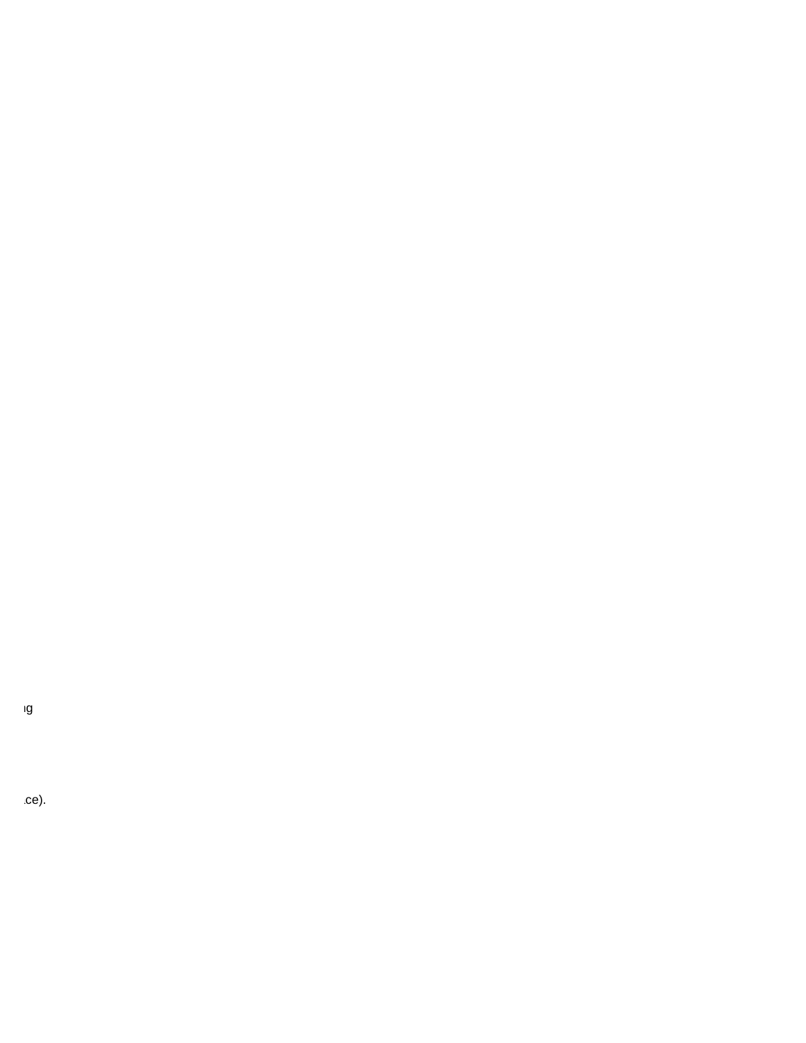ıg

.ce).